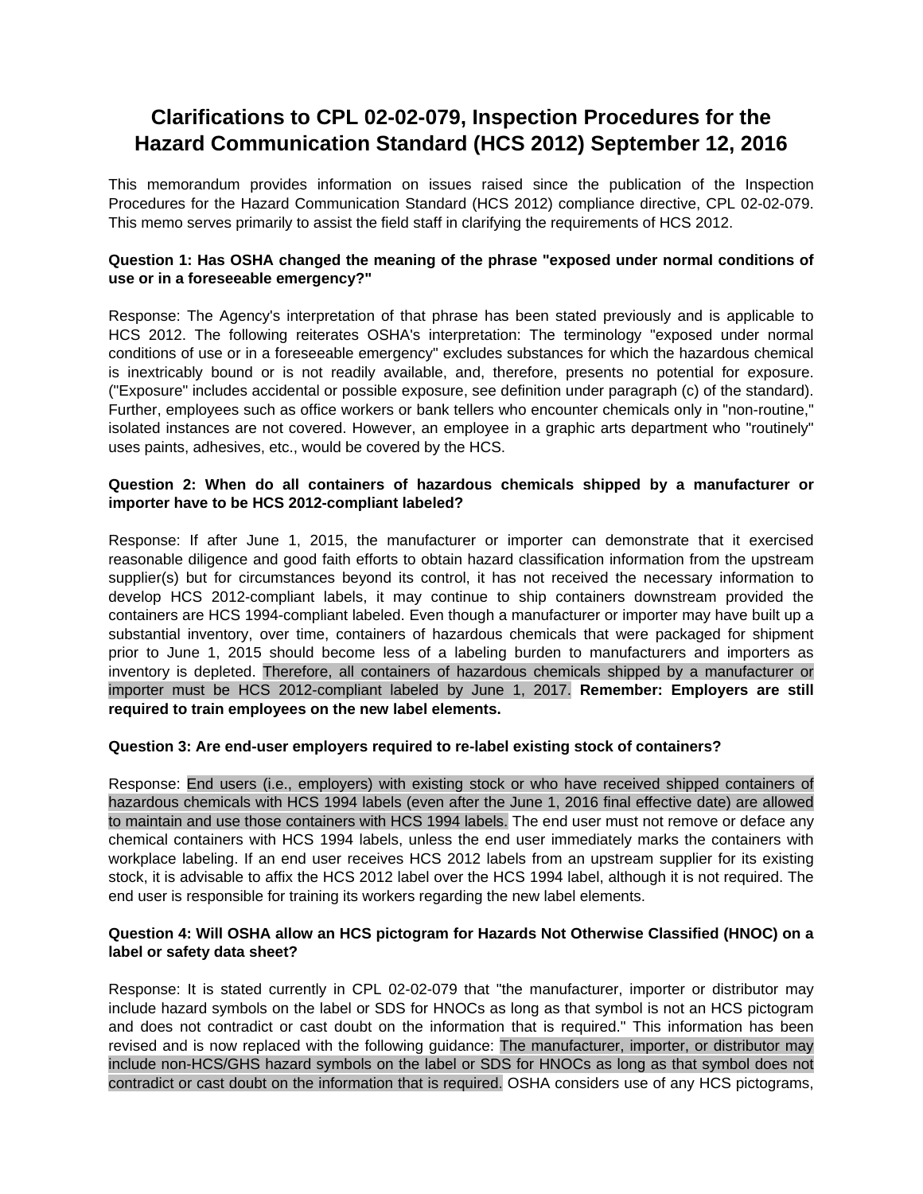# Clarifications to CPL 02-02-079, Inspection Procedures for the Hazard Communication Standard (HCS 2012) September 12, 2016

This memorandum provides information on issues raised since the publication of the Inspection Procedures for the Hazard Communication Standard (HCS 2012) compliance directive, CPL 02-02-079. This memo serves primarily to assist the field staff in clarifying the requirements of HCS 2012.

**Question 1: Has OSHA changed the meaning of the phrase "exposed under normal conditions of use or in a foreseeable emergency?"**

Response: The Agency's interpretation of that phrase has been stated previously and is applicable to HCS 2012. The following reiterates OSHA's interpretation: The terminology "exposed under normal conditions of use or in a foreseeable emergency" excludes substances for which the hazardous chemical is inextricably bound or is not readily available, and, therefore, presents no potential for exposure. ("Exposure" includes accidental or possible exposure, see definition under paragraph (c) of the standard). Further, employees such as office workers or bank tellers who encounter chemicals only in "non-routine," isolated instances are not covered. However, an employee in a graphic arts department who "routinely" uses paints, adhesives, etc., would be covered by the HCS.

**Question 2: When do all containers of hazardous chemicals shipped by a manufacturer or importer have to be HCS 2012-compliant labeled?**

Response: If after June 1, 2015, the manufacturer or importer can demonstrate that it exercised reasonable diligence and good faith efforts to obtain hazard classification information from the upstream supplier(s) but for circumstances beyond its control, it has not received the necessary information to develop HCS 2012-compliant labels, it may continue to ship containers downstream provided the containers are HCS 1994-compliant labeled. Even though a manufacturer or importer may have built up a substantial inventory, over time, containers of hazardous chemicals that were packaged for shipment prior to June 1, 2015 should become less of a labeling burden to manufacturers and importers as inventory is depleted. Therefore, all containers of hazardous chemicals shipped by a manufacturer or importer must be HCS 2012-compliant labeled by June 1, 2017. **Remember: Employers are still required to train employees on the new label elements.**

**Question 3: Are end-user employers required to re-label existing stock of containers?**

Response: End users (i.e., employers) with existing stock or who have received shipped containers of hazardous chemicals with HCS 1994 labels (even after the June 1, 2016 final effective date) are allowed to maintain and use those containers with HCS 1994 labels. The end user must not remove or deface any chemical containers with HCS 1994 labels, unless the end user immediately marks the containers with workplace labeling. If an end user receives HCS 2012 labels from an upstream supplier for its existing stock, it is advisable to affix the HCS 2012 label over the HCS 1994 label, although it is not required. The end user is responsible for training its workers regarding the new label elements.

**Question 4: Will OSHA allow an HCS pictogram for Hazards Not Otherwise Classified (HNOC) on a label or safety data sheet?**

Response: It is stated currently in CPL 02-02-079 that "the manufacturer, importer or distributor may include hazard symbols on the label or SDS for HNOCs as long as that symbol is not an HCS pictogram and does not contradict or cast doubt on the information that is required." This information has been revised and is now replaced with the following guidance: The manufacturer, importer, or distributor may include non-HCS/GHS hazard symbols on the label or SDS for HNOCs as long as that symbol does not contradict or cast doubt on the information that is required. OSHA considers use of any HCS pictograms,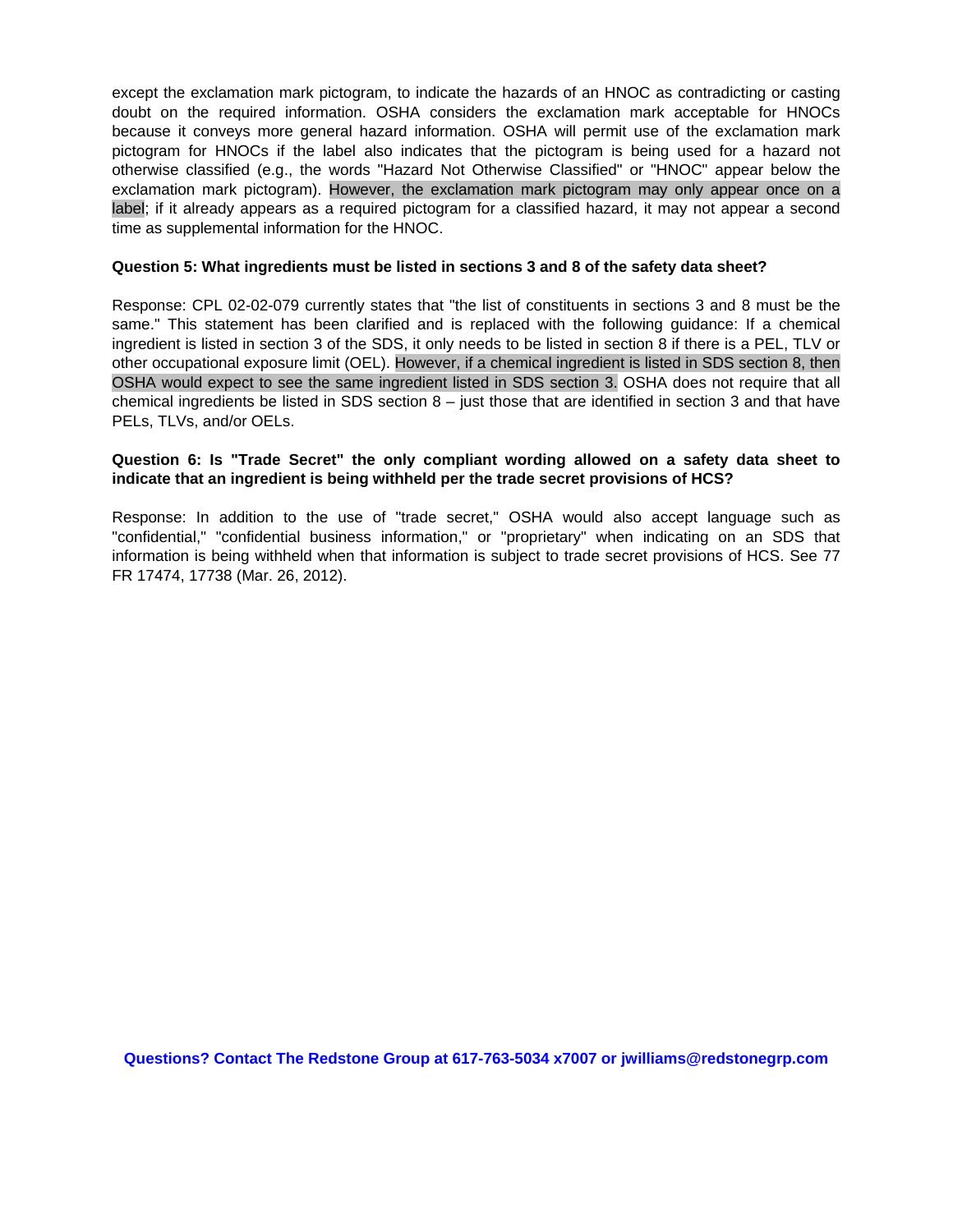except the exclamation mark pictogram, to indicate the hazards of an HNOC as contradicting or casting doubt on the required information. OSHA considers the exclamation mark acceptable for HNOCs because it conveys more general hazard information. OSHA will permit use of the exclamation mark pictogram for HNOCs if the label also indicates that the pictogram is being used for a hazard not otherwise classified (e.g., the words "Hazard Not Otherwise Classified" or "HNOC" appear below the exclamation mark pictogram). However, the exclamation mark pictogram may only appear once on a label; if it already appears as a required pictogram for a classified hazard, it may not appear a second time as supplemental information for the HNOC.

**Question 5: What ingredients must be listed in sections 3 and 8 of the safety data sheet?**

Response: CPL 02-02-079 currently states that "the list of constituents in sections 3 and 8 must be the same." This statement has been clarified and is replaced with the following guidance: If a chemical ingredient is listed in section 3 of the SDS, it only needs to be listed in section 8 if there is a PEL, TLV or other occupational exposure limit (OEL). However, if a chemical ingredient is listed in SDS section 8, then OSHA would expect to see the same ingredient listed in SDS section 3. OSHA does not require that all chemical ingredients be listed in SDS section 8 – just those that are identified in section 3 and that have PELs, TLVs, and/or OELs.

**Question 6: Is "Trade Secret" the only compliant wording allowed on a safety data sheet to indicate that an ingredient is being withheld per the trade secret provisions of HCS?**

Response: In addition to the use of "trade secret," OSHA would also accept language such as "confidential," "confidential business information," or "proprietary" when indicating on an SDS that information is being withheld when that information is subject to trade secret provisions of HCS. See 77 FR 17474, 17738 (Mar. 26, 2012).

**Questions? Contact The Redstone Group at 617-763-5034 x7007 or jwilliams@redstonegrp.com**